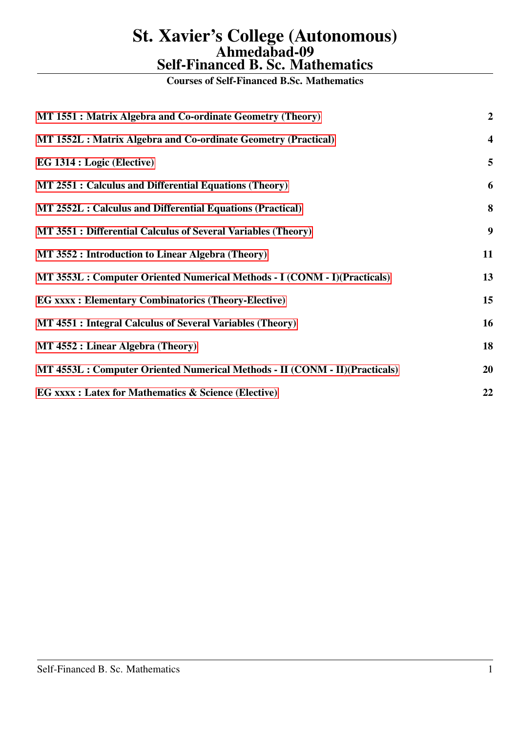# St. Xavier's College (Autonomous)
## Ahmedabad-09
## Self-Financed B. Sc. Mathematics

**Courses of Self-Financed B.Sc. Mathematics**

| Course | Page |
|---|---|
| **MT 1551 : Matrix Algebra and Co-ordinate Geometry (Theory)** | **2** |
| **MT 1552L : Matrix Algebra and Co-ordinate Geometry (Practical)** | **4** |
| **EG 1314 : Logic (Elective)** | **5** |
| **MT 2551 : Calculus and Differential Equations (Theory)** | **6** |
| **MT 2552L : Calculus and Differential Equations (Practical)** | **8** |
| **MT 3551 : Differential Calculus of Several Variables (Theory)** | **9** |
| **MT 3552 : Introduction to Linear Algebra (Theory)** | **11** |
| **MT 3553L : Computer Oriented Numerical Methods - I (CONM - I)(Practicals)** | **13** |
| **EG xxxx : Elementary Combinatorics (Theory-Elective)** | **15** |
| **MT 4551 : Integral Calculus of Several Variables (Theory)** | **16** |
| **MT 4552 : Linear Algebra (Theory)** | **18** |
| **MT 4553L : Computer Oriented Numerical Methods - II (CONM - II)(Practicals)** | **20** |
| **EG xxxx : Latex for Mathematics & Science (Elective)** | **22** |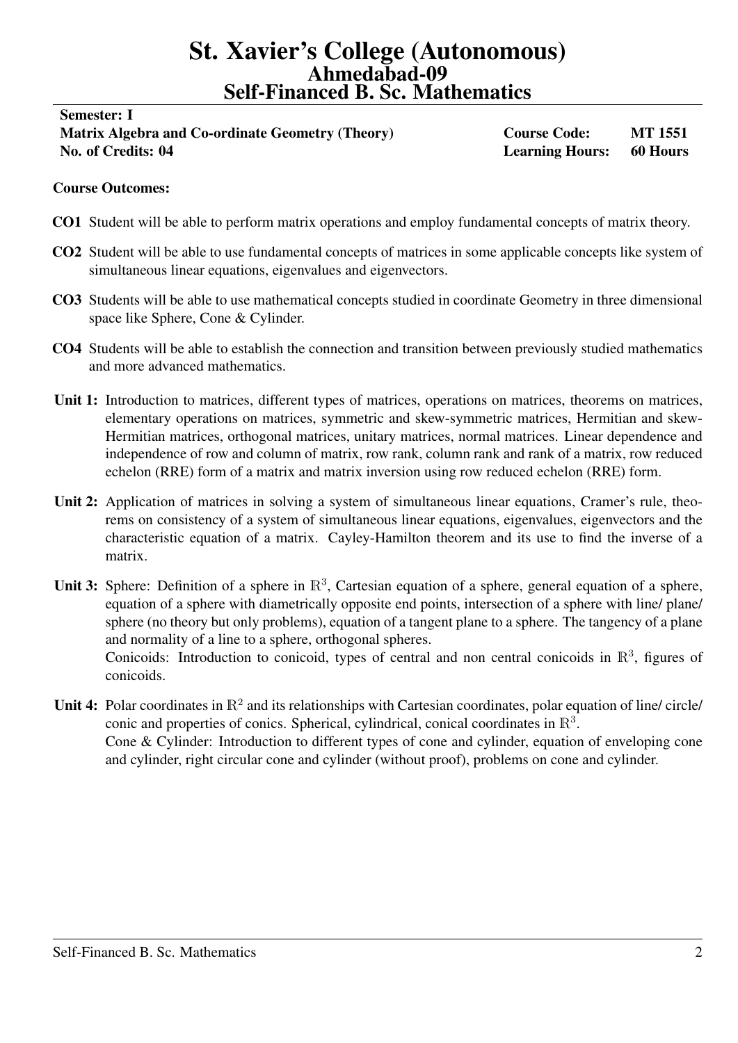# St. Xavier's College (Autonomous)
## Ahmedabad-09
## Self-Financed B. Sc. Mathematics

**Semester: I**

| | | |
|---|---|---|
| **Matrix Algebra and Co-ordinate Geometry (Theory)** | **Course Code:** | **MT 1551** |
| **No. of Credits: 04** | **Learning Hours:** | **60 Hours** |

**Course Outcomes:**

**CO1** Student will be able to perform matrix operations and employ fundamental concepts of matrix theory.

**CO2** Student will be able to use fundamental concepts of matrices in some applicable concepts like system of simultaneous linear equations, eigenvalues and eigenvectors.

**CO3** Students will be able to use mathematical concepts studied in coordinate Geometry in three dimensional space like Sphere, Cone & Cylinder.

**CO4** Students will be able to establish the connection and transition between previously studied mathematics and more advanced mathematics.

**Unit 1:** Introduction to matrices, different types of matrices, operations on matrices, theorems on matrices, elementary operations on matrices, symmetric and skew-symmetric matrices, Hermitian and skew-Hermitian matrices, orthogonal matrices, unitary matrices, normal matrices. Linear dependence and independence of row and column of matrix, row rank, column rank and rank of a matrix, row reduced echelon (RRE) form of a matrix and matrix inversion using row reduced echelon (RRE) form.

**Unit 2:** Application of matrices in solving a system of simultaneous linear equations, Cramer's rule, theorems on consistency of a system of simultaneous linear equations, eigenvalues, eigenvectors and the characteristic equation of a matrix. Cayley-Hamilton theorem and its use to find the inverse of a matrix.

**Unit 3:** Sphere: Definition of a sphere in $\mathbb{R}^3$, Cartesian equation of a sphere, general equation of a sphere, equation of a sphere with diametrically opposite end points, intersection of a sphere with line/ plane/ sphere (no theory but only problems), equation of a tangent plane to a sphere. The tangency of a plane and normality of a line to a sphere, orthogonal spheres.
Conicoids: Introduction to conicoid, types of central and non central conicoids in $\mathbb{R}^3$, figures of conicoids.

**Unit 4:** Polar coordinates in $\mathbb{R}^2$ and its relationships with Cartesian coordinates, polar equation of line/ circle/ conic and properties of conics. Spherical, cylindrical, conical coordinates in $\mathbb{R}^3$.
Cone & Cylinder: Introduction to different types of cone and cylinder, equation of enveloping cone and cylinder, right circular cone and cylinder (without proof), problems on cone and cylinder.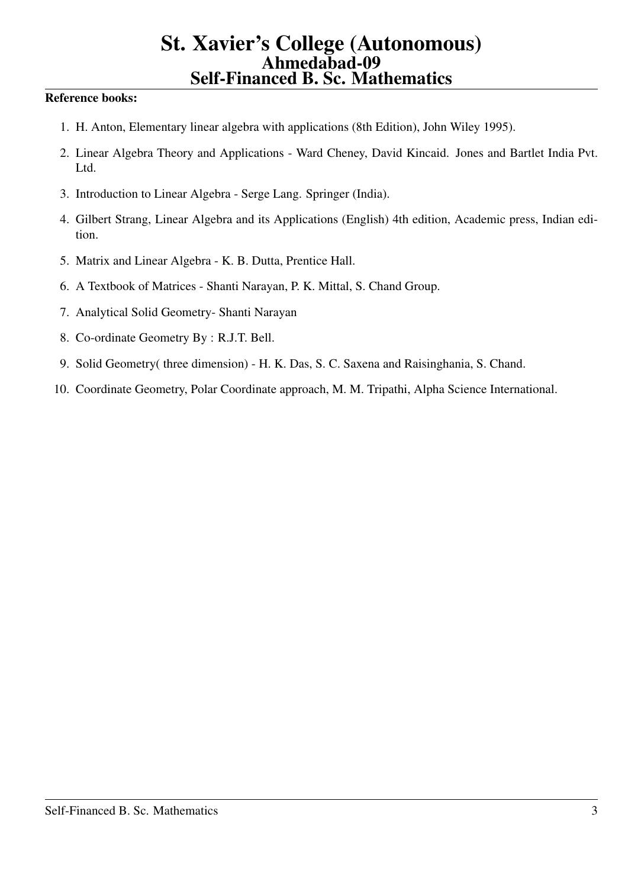**Reference books:**

1. H. Anton, Elementary linear algebra with applications (8th Edition), John Wiley 1995).
2. Linear Algebra Theory and Applications - Ward Cheney, David Kincaid. Jones and Bartlet India Pvt. Ltd.
3. Introduction to Linear Algebra - Serge Lang. Springer (India).
4. Gilbert Strang, Linear Algebra and its Applications (English) 4th edition, Academic press, Indian edition.
5. Matrix and Linear Algebra - K. B. Dutta, Prentice Hall.
6. A Textbook of Matrices - Shanti Narayan, P. K. Mittal, S. Chand Group.
7. Analytical Solid Geometry- Shanti Narayan
8. Co-ordinate Geometry By : R.J.T. Bell.
9. Solid Geometry( three dimension) - H. K. Das, S. C. Saxena and Raisinghania, S. Chand.
10. Coordinate Geometry, Polar Coordinate approach, M. M. Tripathi, Alpha Science International.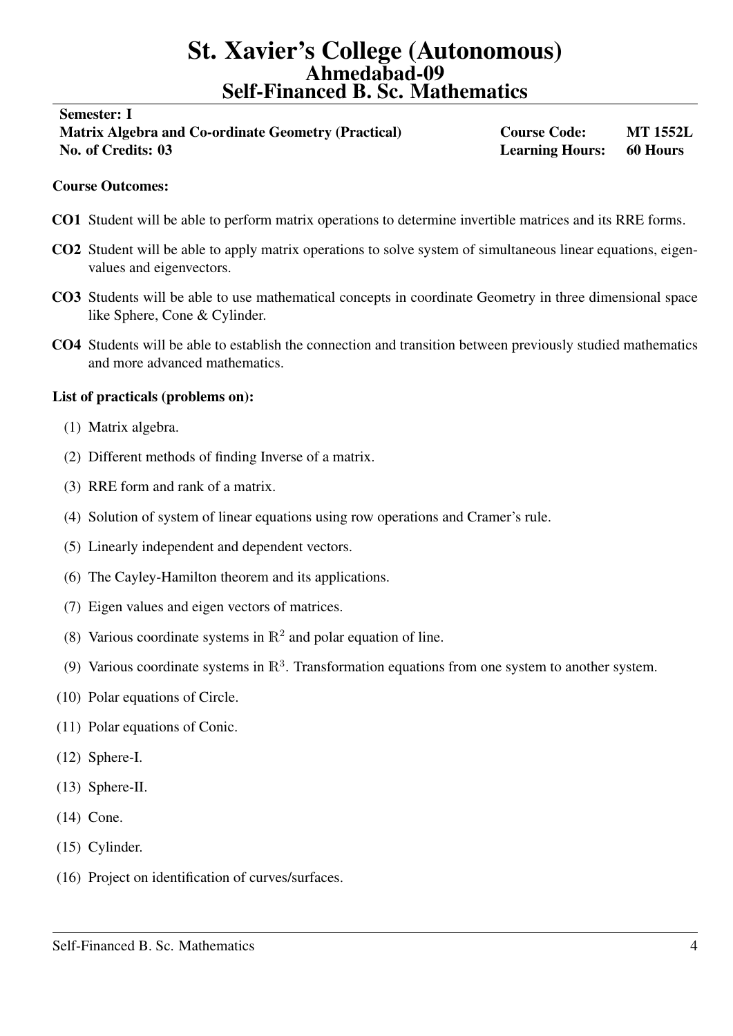# St. Xavier's College (Autonomous)
## Ahmedabad-09
## Self-Financed B. Sc. Mathematics

| **Semester: I** | | |
|---|---|---|
| **Matrix Algebra and Co-ordinate Geometry (Practical)** | **Course Code:** | **MT 1552L** |
| **No. of Credits: 03** | **Learning Hours:** | **60 Hours** |

**Course Outcomes:**

**CO1** Student will be able to perform matrix operations to determine invertible matrices and its RRE forms.

**CO2** Student will be able to apply matrix operations to solve system of simultaneous linear equations, eigenvalues and eigenvectors.

**CO3** Students will be able to use mathematical concepts in coordinate Geometry in three dimensional space like Sphere, Cone & Cylinder.

**CO4** Students will be able to establish the connection and transition between previously studied mathematics and more advanced mathematics.

**List of practicals (problems on):**

(1) Matrix algebra.

(2) Different methods of finding Inverse of a matrix.

(3) RRE form and rank of a matrix.

(4) Solution of system of linear equations using row operations and Cramer's rule.

(5) Linearly independent and dependent vectors.

(6) The Cayley-Hamilton theorem and its applications.

(7) Eigen values and eigen vectors of matrices.

(8) Various coordinate systems in $\mathbb{R}^2$ and polar equation of line.

(9) Various coordinate systems in $\mathbb{R}^3$. Transformation equations from one system to another system.

(10) Polar equations of Circle.

(11) Polar equations of Conic.

(12) Sphere-I.

(13) Sphere-II.

(14) Cone.

(15) Cylinder.

(16) Project on identification of curves/surfaces.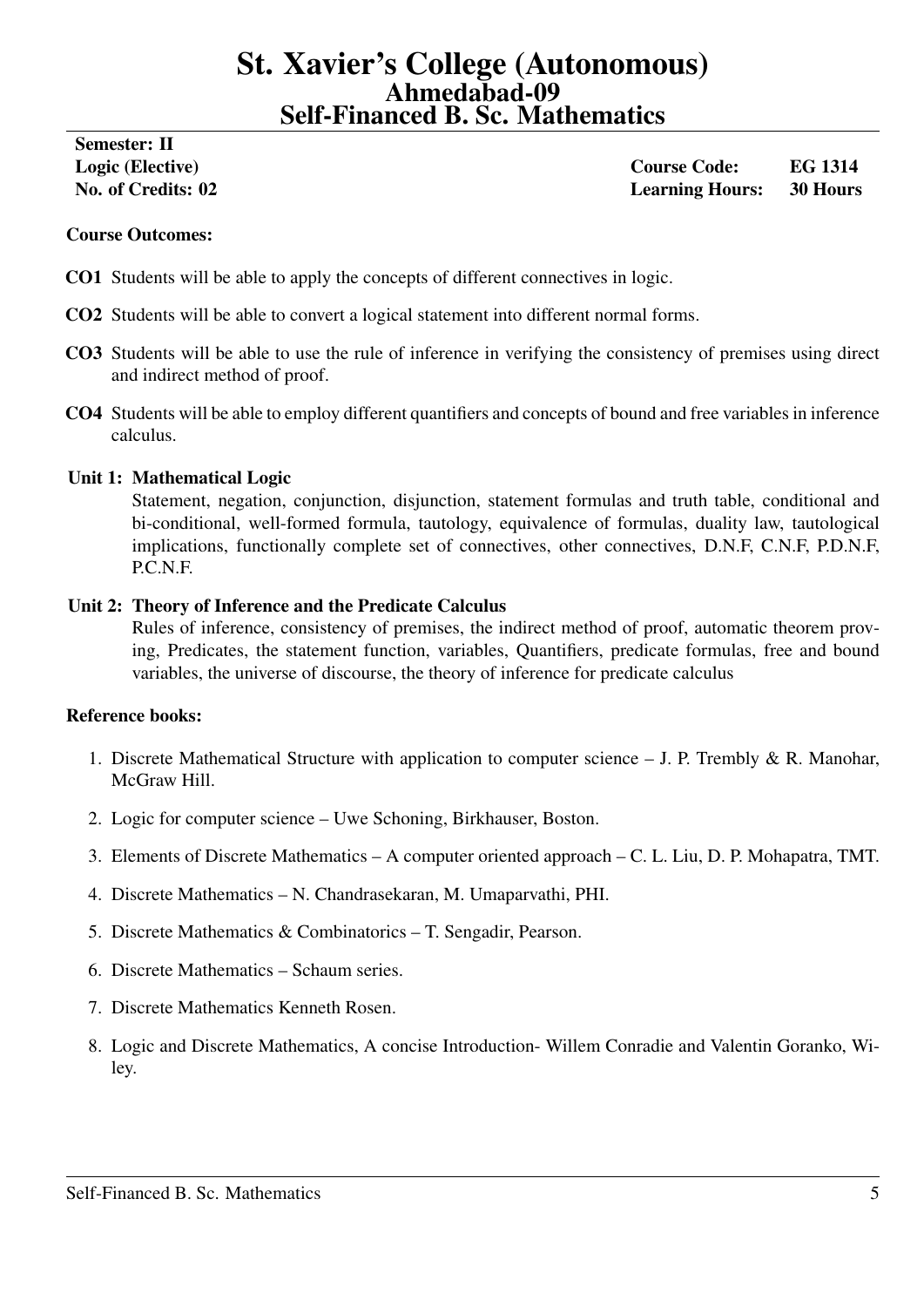# St. Xavier's College (Autonomous)
## Ahmedabad-09
## Self-Financed B. Sc. Mathematics

**Semester: II**

| | | |
|---|---|---|
| **Logic (Elective)** | **Course Code:** | **EG 1314** |
| **No. of Credits: 02** | **Learning Hours:** | **30 Hours** |

**Course Outcomes:**

**CO1** Students will be able to apply the concepts of different connectives in logic.

**CO2** Students will be able to convert a logical statement into different normal forms.

**CO3** Students will be able to use the rule of inference in verifying the consistency of premises using direct and indirect method of proof.

**CO4** Students will be able to employ different quantifiers and concepts of bound and free variables in inference calculus.

**Unit 1: Mathematical Logic**

Statement, negation, conjunction, disjunction, statement formulas and truth table, conditional and bi-conditional, well-formed formula, tautology, equivalence of formulas, duality law, tautological implications, functionally complete set of connectives, other connectives, D.N.F, C.N.F, P.D.N.F, P.C.N.F.

**Unit 2: Theory of Inference and the Predicate Calculus**

Rules of inference, consistency of premises, the indirect method of proof, automatic theorem proving, Predicates, the statement function, variables, Quantifiers, predicate formulas, free and bound variables, the universe of discourse, the theory of inference for predicate calculus

**Reference books:**

1. Discrete Mathematical Structure with application to computer science – J. P. Trembly & R. Manohar, McGraw Hill.
2. Logic for computer science – Uwe Schoning, Birkhauser, Boston.
3. Elements of Discrete Mathematics – A computer oriented approach – C. L. Liu, D. P. Mohapatra, TMT.
4. Discrete Mathematics – N. Chandrasekaran, M. Umaparvathi, PHI.
5. Discrete Mathematics & Combinatorics – T. Sengadir, Pearson.
6. Discrete Mathematics – Schaum series.
7. Discrete Mathematics Kenneth Rosen.
8. Logic and Discrete Mathematics, A concise Introduction- Willem Conradie and Valentin Goranko, Wiley.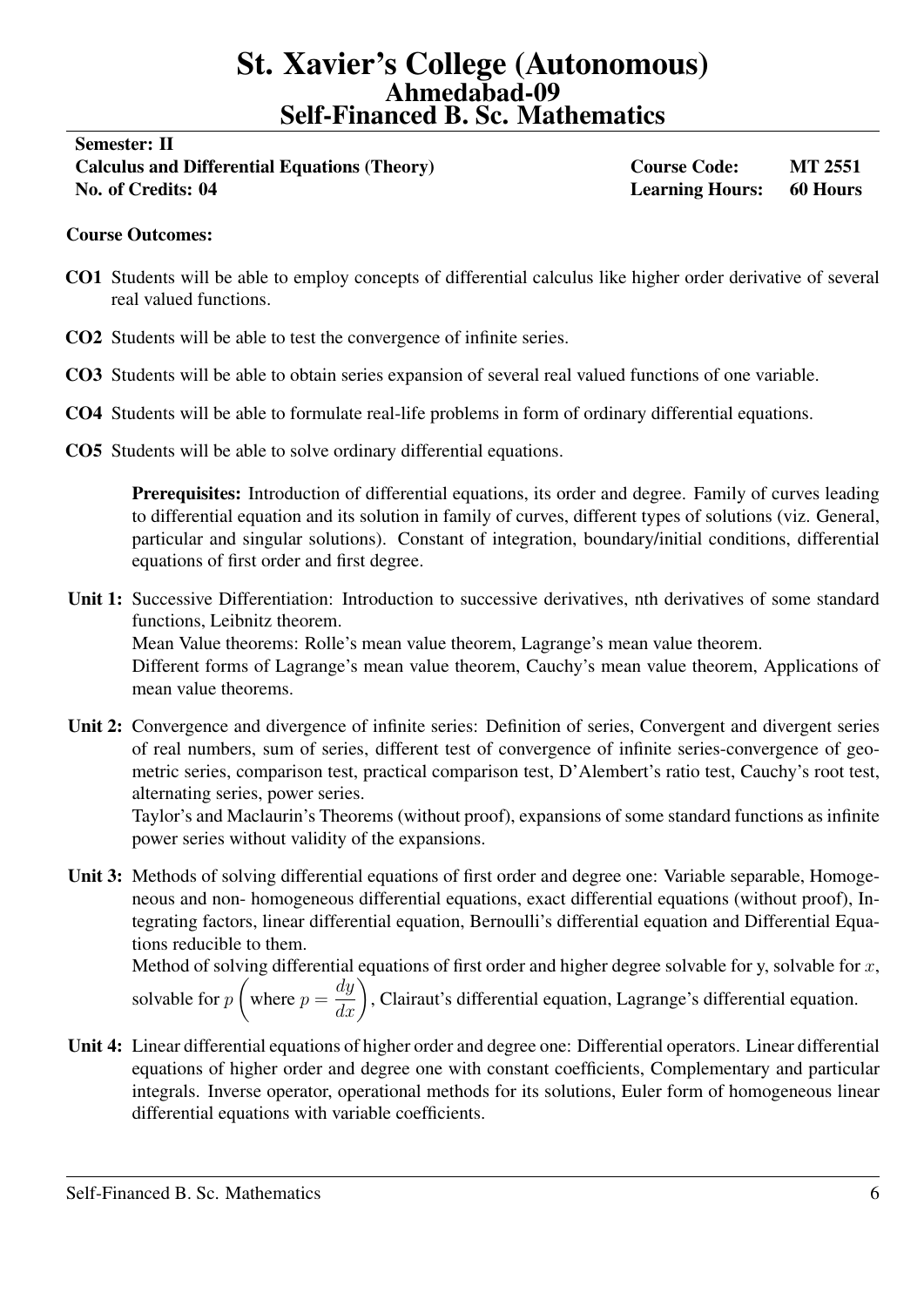# St. Xavier's College (Autonomous)
## Ahmedabad-09
## Self-Financed B. Sc. Mathematics

**Semester: II**

| | | |
|---|---|---|
| **Calculus and Differential Equations (Theory)** | **Course Code:** | **MT 2551** |
| **No. of Credits: 04** | **Learning Hours:** | **60 Hours** |

**Course Outcomes:**

- **CO1** Students will be able to employ concepts of differential calculus like higher order derivative of several real valued functions.
- **CO2** Students will be able to test the convergence of infinite series.
- **CO3** Students will be able to obtain series expansion of several real valued functions of one variable.
- **CO4** Students will be able to formulate real-life problems in form of ordinary differential equations.
- **CO5** Students will be able to solve ordinary differential equations.

**Prerequisites:** Introduction of differential equations, its order and degree. Family of curves leading to differential equation and its solution in family of curves, different types of solutions (viz. General, particular and singular solutions). Constant of integration, boundary/initial conditions, differential equations of first order and first degree.

**Unit 1:** Successive Differentiation: Introduction to successive derivatives, nth derivatives of some standard functions, Leibnitz theorem.
Mean Value theorems: Rolle's mean value theorem, Lagrange's mean value theorem.
Different forms of Lagrange's mean value theorem, Cauchy's mean value theorem, Applications of mean value theorems.

**Unit 2:** Convergence and divergence of infinite series: Definition of series, Convergent and divergent series of real numbers, sum of series, different test of convergence of infinite series-convergence of geometric series, comparison test, practical comparison test, D'Alembert's ratio test, Cauchy's root test, alternating series, power series.
Taylor's and Maclaurin's Theorems (without proof), expansions of some standard functions as infinite power series without validity of the expansions.

**Unit 3:** Methods of solving differential equations of first order and degree one: Variable separable, Homogeneous and non- homogeneous differential equations, exact differential equations (without proof), Integrating factors, linear differential equation, Bernoulli's differential equation and Differential Equations reducible to them.
Method of solving differential equations of first order and higher degree solvable for y, solvable for $x$, solvable for $p$ $\left(\text{where } p = \dfrac{dy}{dx}\right)$, Clairaut's differential equation, Lagrange's differential equation.

**Unit 4:** Linear differential equations of higher order and degree one: Differential operators. Linear differential equations of higher order and degree one with constant coefficients, Complementary and particular integrals. Inverse operator, operational methods for its solutions, Euler form of homogeneous linear differential equations with variable coefficients.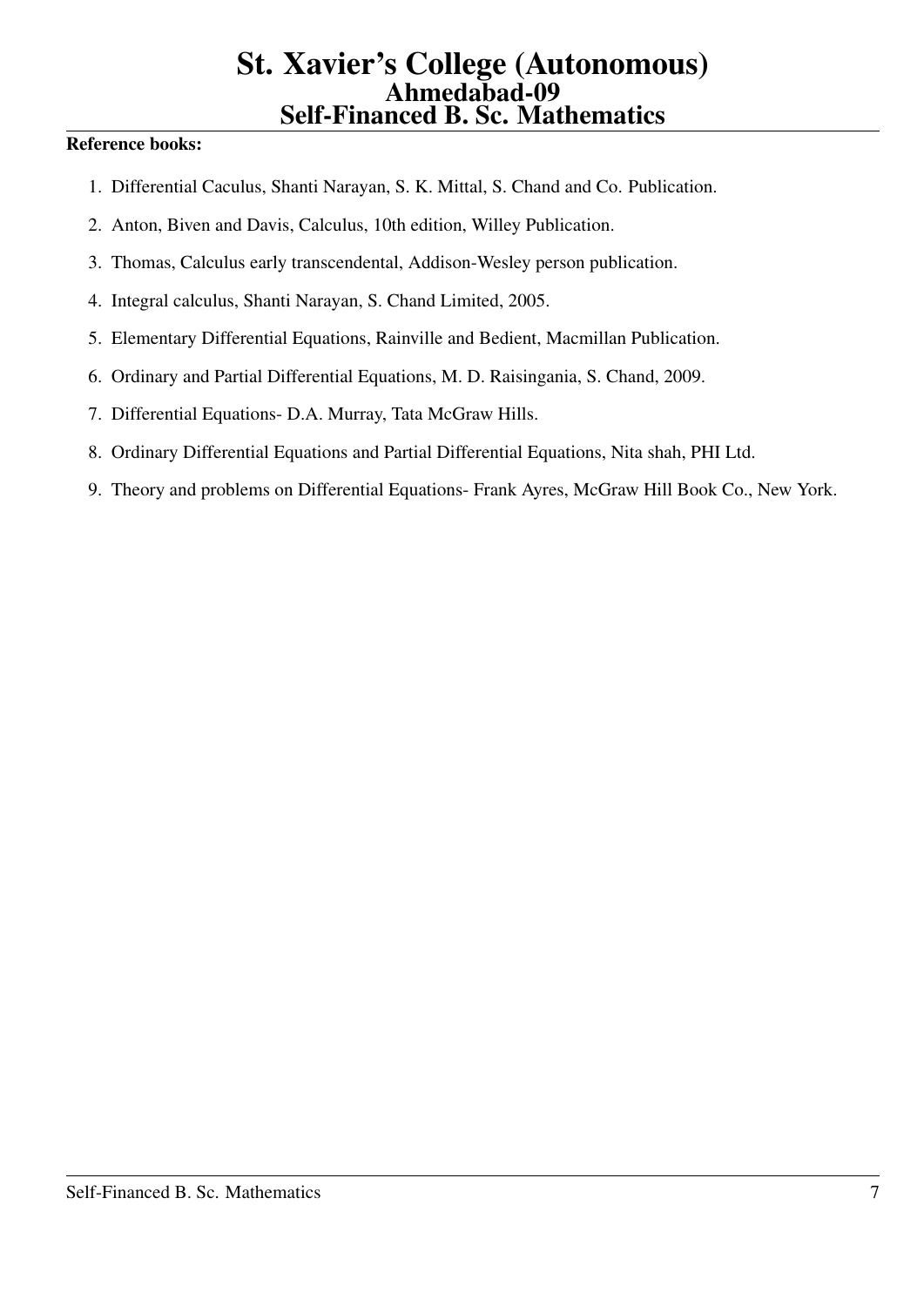**Reference books:**

1. Differential Caculus, Shanti Narayan, S. K. Mittal, S. Chand and Co. Publication.
2. Anton, Biven and Davis, Calculus, 10th edition, Willey Publication.
3. Thomas, Calculus early transcendental, Addison-Wesley person publication.
4. Integral calculus, Shanti Narayan, S. Chand Limited, 2005.
5. Elementary Differential Equations, Rainville and Bedient, Macmillan Publication.
6. Ordinary and Partial Differential Equations, M. D. Raisingania, S. Chand, 2009.
7. Differential Equations- D.A. Murray, Tata McGraw Hills.
8. Ordinary Differential Equations and Partial Differential Equations, Nita shah, PHI Ltd.
9. Theory and problems on Differential Equations- Frank Ayres, McGraw Hill Book Co., New York.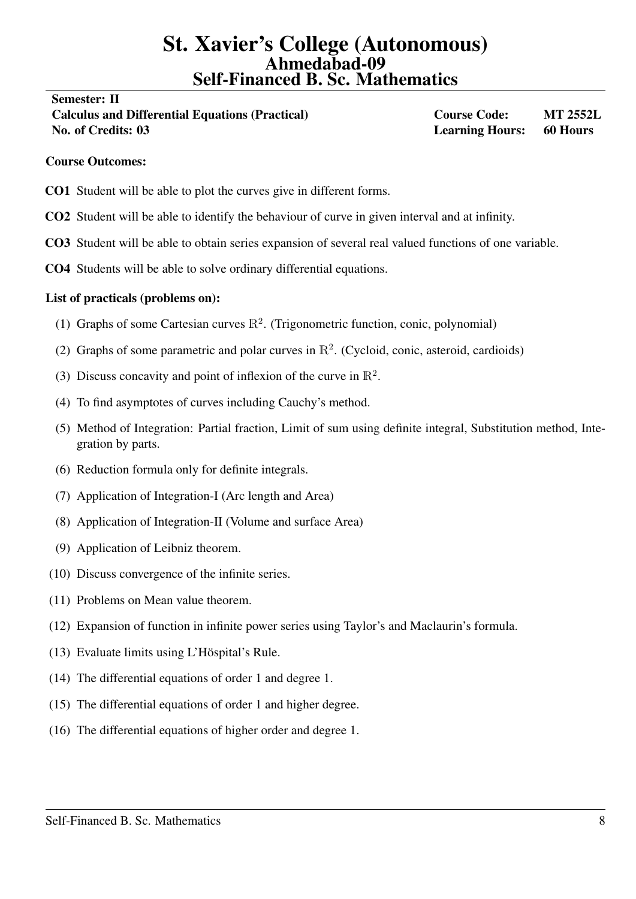# St. Xavier's College (Autonomous)
## Ahmedabad-09
## Self-Financed B. Sc. Mathematics

**Semester: II**

| | | |
|---|---|---|
| **Calculus and Differential Equations (Practical)** | **Course Code:** | **MT 2552L** |
| **No. of Credits: 03** | **Learning Hours:** | **60 Hours** |

**Course Outcomes:**

**CO1** Student will be able to plot the curves give in different forms.

**CO2** Student will be able to identify the behaviour of curve in given interval and at infinity.

**CO3** Student will be able to obtain series expansion of several real valued functions of one variable.

**CO4** Students will be able to solve ordinary differential equations.

**List of practicals (problems on):**

(1) Graphs of some Cartesian curves $\mathbb{R}^2$. (Trigonometric function, conic, polynomial)

(2) Graphs of some parametric and polar curves in $\mathbb{R}^2$. (Cycloid, conic, asteroid, cardioids)

(3) Discuss concavity and point of inflexion of the curve in $\mathbb{R}^2$.

(4) To find asymptotes of curves including Cauchy's method.

(5) Method of Integration: Partial fraction, Limit of sum using definite integral, Substitution method, Integration by parts.

(6) Reduction formula only for definite integrals.

(7) Application of Integration-I (Arc length and Area)

(8) Application of Integration-II (Volume and surface Area)

(9) Application of Leibniz theorem.

(10) Discuss convergence of the infinite series.

(11) Problems on Mean value theorem.

(12) Expansion of function in infinite power series using Taylor's and Maclaurin's formula.

(13) Evaluate limits using L'Höspital's Rule.

(14) The differential equations of order 1 and degree 1.

(15) The differential equations of order 1 and higher degree.

(16) The differential equations of higher order and degree 1.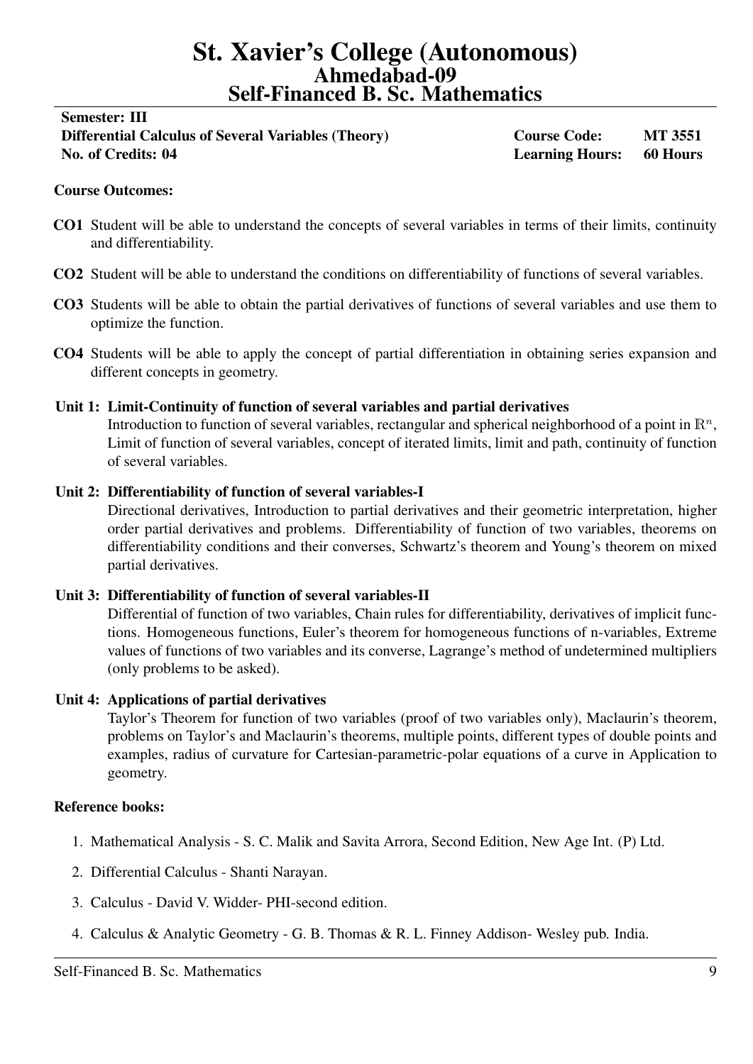# St. Xavier's College (Autonomous)
## Ahmedabad-09
## Self-Financed B. Sc. Mathematics

**Semester: III**

**Differential Calculus of Several Variables (Theory)** — **Course Code: MT 3551**

**No. of Credits: 04** — **Learning Hours: 60 Hours**

**Course Outcomes:**

- **CO1** Student will be able to understand the concepts of several variables in terms of their limits, continuity and differentiability.
- **CO2** Student will be able to understand the conditions on differentiability of functions of several variables.
- **CO3** Students will be able to obtain the partial derivatives of functions of several variables and use them to optimize the function.
- **CO4** Students will be able to apply the concept of partial differentiation in obtaining series expansion and different concepts in geometry.

**Unit 1: Limit-Continuity of function of several variables and partial derivatives**

Introduction to function of several variables, rectangular and spherical neighborhood of a point in $\mathbb{R}^n$, Limit of function of several variables, concept of iterated limits, limit and path, continuity of function of several variables.

**Unit 2: Differentiability of function of several variables-I**

Directional derivatives, Introduction to partial derivatives and their geometric interpretation, higher order partial derivatives and problems. Differentiability of function of two variables, theorems on differentiability conditions and their converses, Schwartz's theorem and Young's theorem on mixed partial derivatives.

**Unit 3: Differentiability of function of several variables-II**

Differential of function of two variables, Chain rules for differentiability, derivatives of implicit functions. Homogeneous functions, Euler's theorem for homogeneous functions of n-variables, Extreme values of functions of two variables and its converse, Lagrange's method of undetermined multipliers (only problems to be asked).

**Unit 4: Applications of partial derivatives**

Taylor's Theorem for function of two variables (proof of two variables only), Maclaurin's theorem, problems on Taylor's and Maclaurin's theorems, multiple points, different types of double points and examples, radius of curvature for Cartesian-parametric-polar equations of a curve in Application to geometry.

**Reference books:**

1. Mathematical Analysis - S. C. Malik and Savita Arrora, Second Edition, New Age Int. (P) Ltd.
2. Differential Calculus - Shanti Narayan.
3. Calculus - David V. Widder- PHI-second edition.
4. Calculus & Analytic Geometry - G. B. Thomas & R. L. Finney Addison- Wesley pub. India.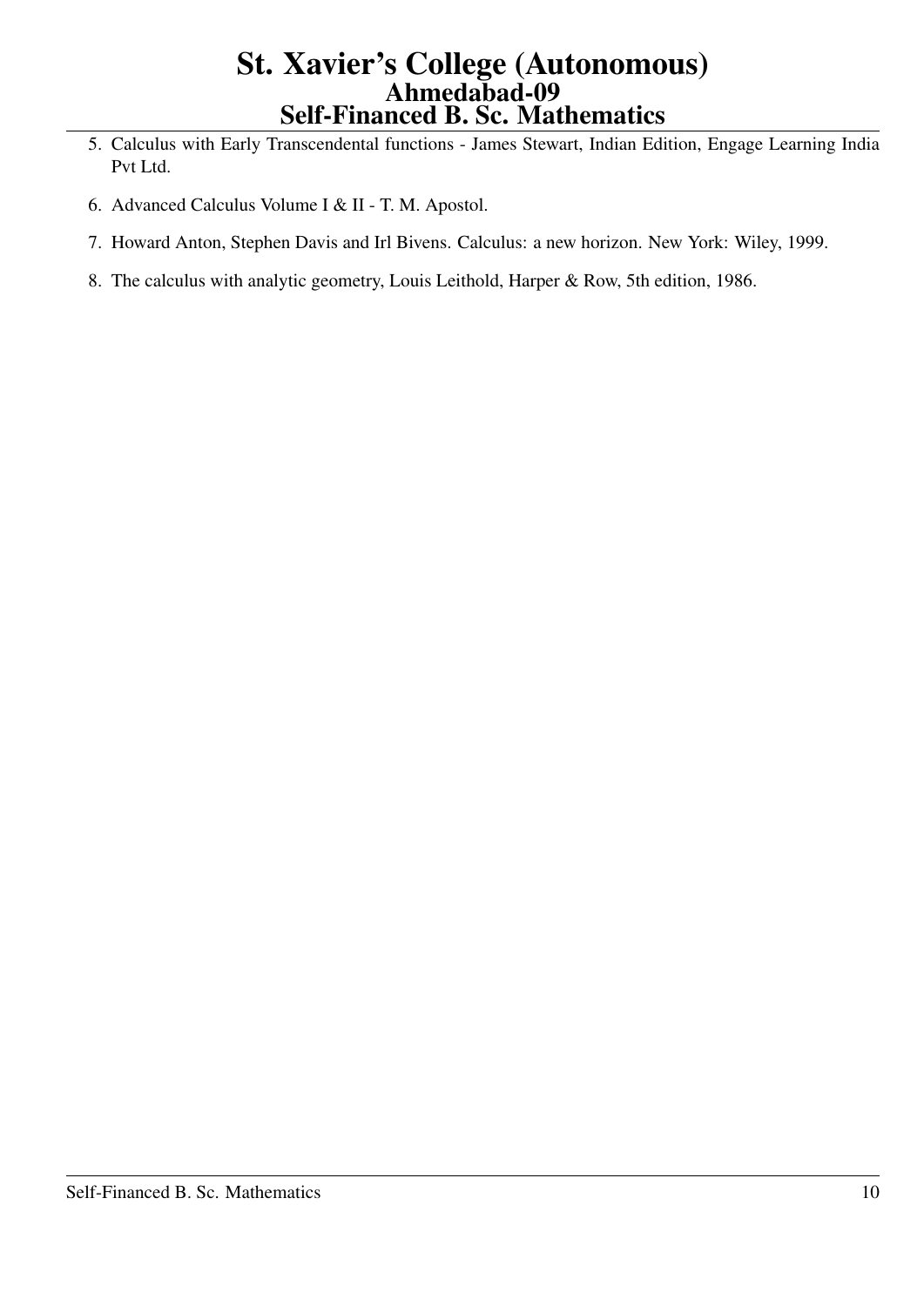5. Calculus with Early Transcendental functions - James Stewart, Indian Edition, Engage Learning India Pvt Ltd.

6. Advanced Calculus Volume I & II - T. M. Apostol.

7. Howard Anton, Stephen Davis and Irl Bivens. Calculus: a new horizon. New York: Wiley, 1999.

8. The calculus with analytic geometry, Louis Leithold, Harper & Row, 5th edition, 1986.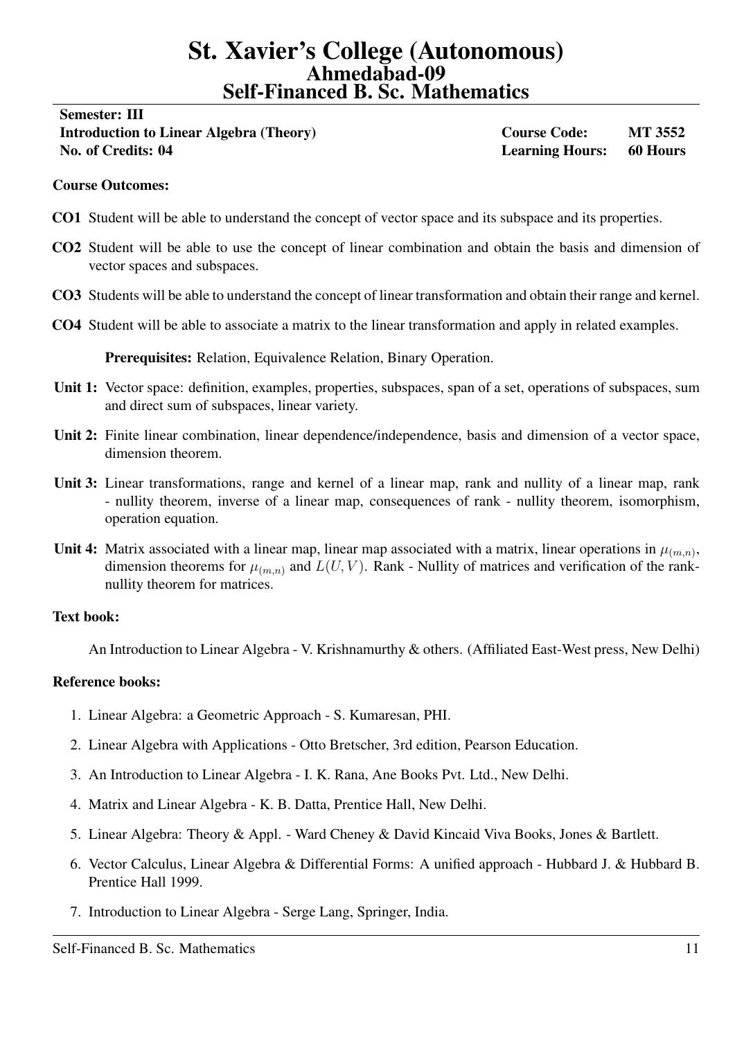# St. Xavier's College (Autonomous)
## Ahmedabad-09
## Self-Financed B. Sc. Mathematics

**Semester: III**

| | | |
|---|---|---|
| **Introduction to Linear Algebra (Theory)** | **Course Code:** | **MT 3552** |
| **No. of Credits: 04** | **Learning Hours:** | **60 Hours** |

**Course Outcomes:**

**CO1** Student will be able to understand the concept of vector space and its subspace and its properties.

**CO2** Student will be able to use the concept of linear combination and obtain the basis and dimension of vector spaces and subspaces.

**CO3** Students will be able to understand the concept of linear transformation and obtain their range and kernel.

**CO4** Student will be able to associate a matrix to the linear transformation and apply in related examples.

**Prerequisites:** Relation, Equivalence Relation, Binary Operation.

**Unit 1:** Vector space: definition, examples, properties, subspaces, span of a set, operations of subspaces, sum and direct sum of subspaces, linear variety.

**Unit 2:** Finite linear combination, linear dependence/independence, basis and dimension of a vector space, dimension theorem.

**Unit 3:** Linear transformations, range and kernel of a linear map, rank and nullity of a linear map, rank - nullity theorem, inverse of a linear map, consequences of rank - nullity theorem, isomorphism, operation equation.

**Unit 4:** Matrix associated with a linear map, linear map associated with a matrix, linear operations in $\mu_{(m,n)}$, dimension theorems for $\mu_{(m,n)}$ and $L(U, V)$. Rank - Nullity of matrices and verification of the rank-nullity theorem for matrices.

**Text book:**

An Introduction to Linear Algebra - V. Krishnamurthy & others. (Affiliated East-West press, New Delhi)

**Reference books:**

1. Linear Algebra: a Geometric Approach - S. Kumaresan, PHI.
2. Linear Algebra with Applications - Otto Bretscher, 3rd edition, Pearson Education.
3. An Introduction to Linear Algebra - I. K. Rana, Ane Books Pvt. Ltd., New Delhi.
4. Matrix and Linear Algebra - K. B. Datta, Prentice Hall, New Delhi.
5. Linear Algebra: Theory & Appl. - Ward Cheney & David Kincaid Viva Books, Jones & Bartlett.
6. Vector Calculus, Linear Algebra & Differential Forms: A unified approach - Hubbard J. & Hubbard B. Prentice Hall 1999.
7. Introduction to Linear Algebra - Serge Lang, Springer, India.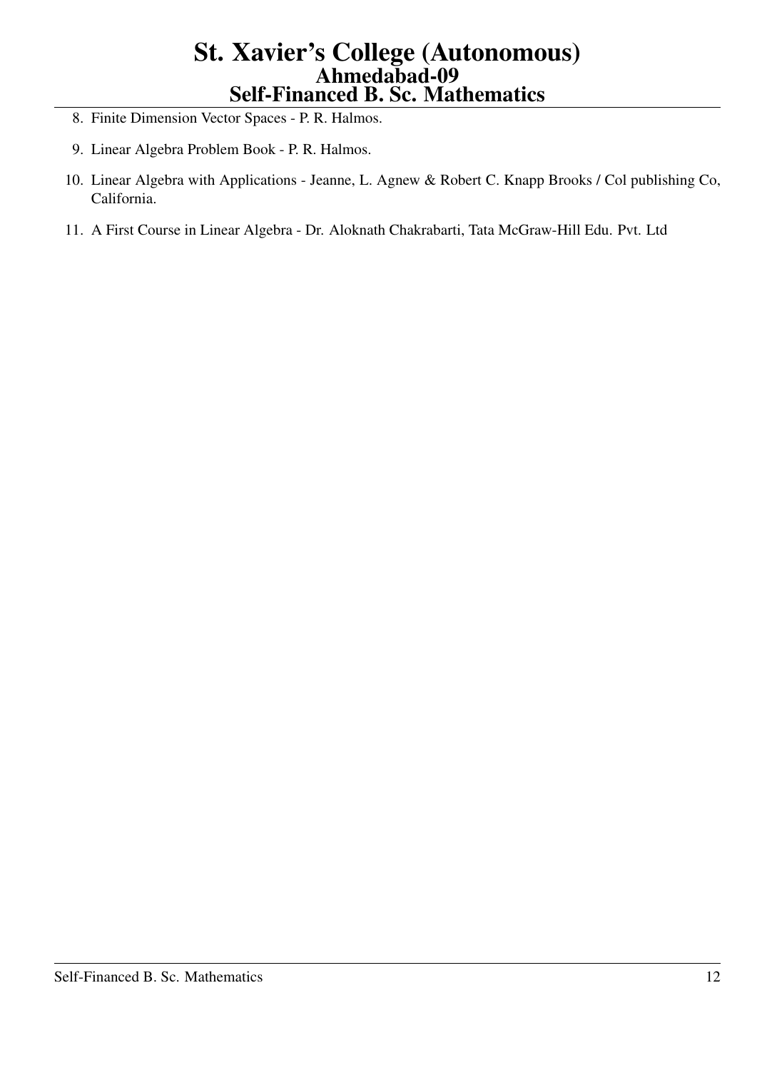8. Finite Dimension Vector Spaces - P. R. Halmos.
9. Linear Algebra Problem Book - P. R. Halmos.
10. Linear Algebra with Applications - Jeanne, L. Agnew & Robert C. Knapp Brooks / Col publishing Co, California.
11. A First Course in Linear Algebra - Dr. Aloknath Chakrabarti, Tata McGraw-Hill Edu. Pvt. Ltd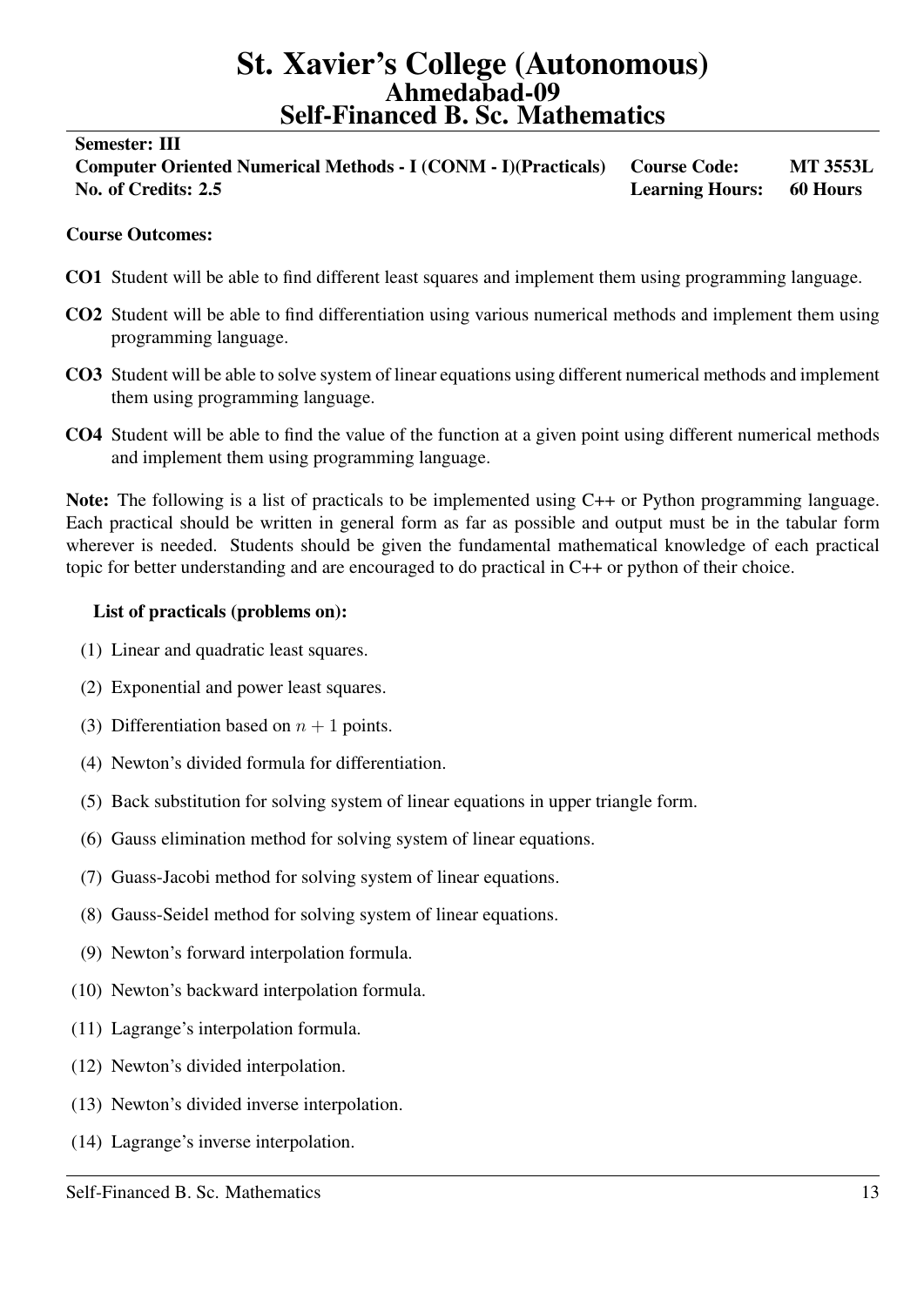# St. Xavier's College (Autonomous)
## Ahmedabad-09
## Self-Financed B. Sc. Mathematics

| **Semester: III** | | |
|---|---|---|
| **Computer Oriented Numerical Methods - I (CONM - I)(Practicals)** | **Course Code:** | **MT 3553L** |
| **No. of Credits: 2.5** | **Learning Hours:** | **60 Hours** |

**Course Outcomes:**

**CO1** Student will be able to find different least squares and implement them using programming language.

**CO2** Student will be able to find differentiation using various numerical methods and implement them using programming language.

**CO3** Student will be able to solve system of linear equations using different numerical methods and implement them using programming language.

**CO4** Student will be able to find the value of the function at a given point using different numerical methods and implement them using programming language.

**Note:** The following is a list of practicals to be implemented using C++ or Python programming language. Each practical should be written in general form as far as possible and output must be in the tabular form wherever is needed. Students should be given the fundamental mathematical knowledge of each practical topic for better understanding and are encouraged to do practical in C++ or python of their choice.

**List of practicals (problems on):**

(1) Linear and quadratic least squares.

(2) Exponential and power least squares.

(3) Differentiation based on $n + 1$ points.

(4) Newton's divided formula for differentiation.

(5) Back substitution for solving system of linear equations in upper triangle form.

(6) Gauss elimination method for solving system of linear equations.

(7) Guass-Jacobi method for solving system of linear equations.

(8) Gauss-Seidel method for solving system of linear equations.

(9) Newton's forward interpolation formula.

(10) Newton's backward interpolation formula.

(11) Lagrange's interpolation formula.

(12) Newton's divided interpolation.

(13) Newton's divided inverse interpolation.

(14) Lagrange's inverse interpolation.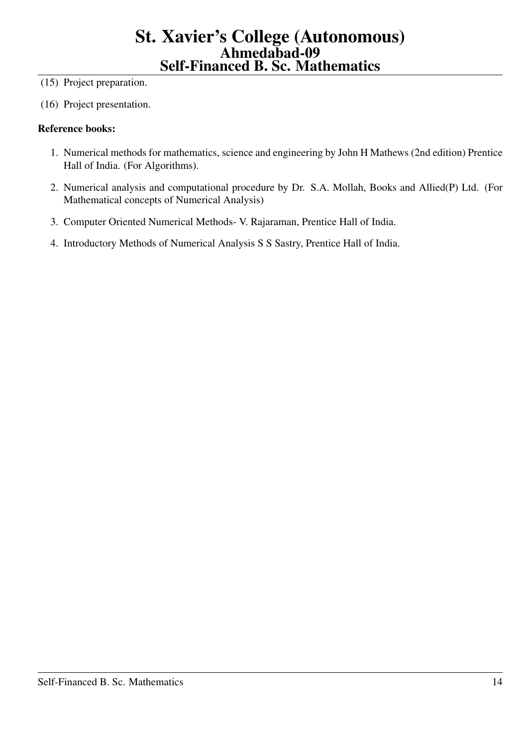(15) Project preparation.

(16) Project presentation.

**Reference books:**

1. Numerical methods for mathematics, science and engineering by John H Mathews (2nd edition) Prentice Hall of India. (For Algorithms).
2. Numerical analysis and computational procedure by Dr. S.A. Mollah, Books and Allied(P) Ltd. (For Mathematical concepts of Numerical Analysis)
3. Computer Oriented Numerical Methods- V. Rajaraman, Prentice Hall of India.
4. Introductory Methods of Numerical Analysis S S Sastry, Prentice Hall of India.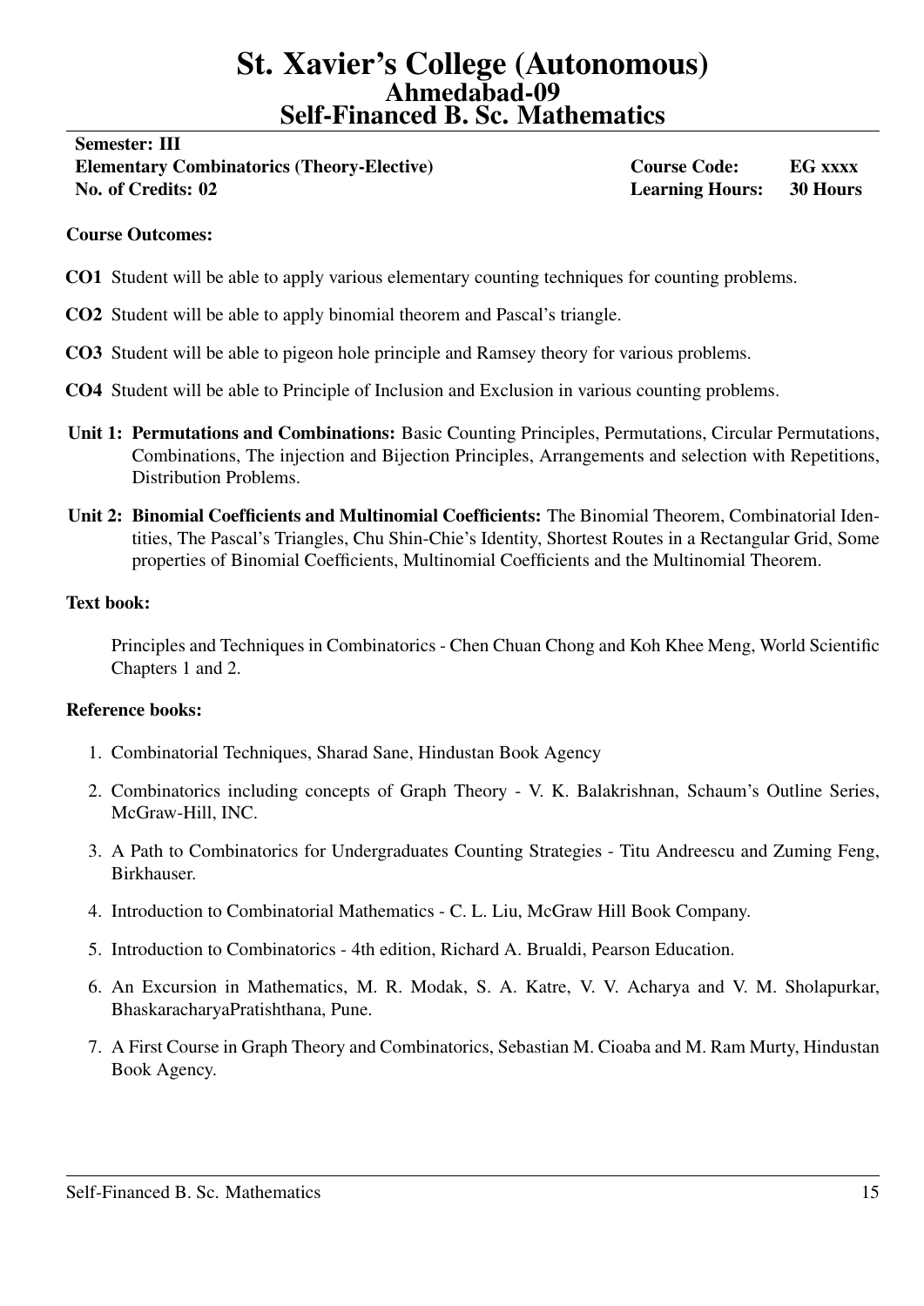# St. Xavier's College (Autonomous)
## Ahmedabad-09
## Self-Financed B. Sc. Mathematics

**Semester: III**

| | | |
|---|---|---|
| **Elementary Combinatorics (Theory-Elective)** | **Course Code:** | **EG xxxx** |
| **No. of Credits: 02** | **Learning Hours:** | **30 Hours** |

**Course Outcomes:**

**CO1** Student will be able to apply various elementary counting techniques for counting problems.

**CO2** Student will be able to apply binomial theorem and Pascal's triangle.

**CO3** Student will be able to pigeon hole principle and Ramsey theory for various problems.

**CO4** Student will be able to Principle of Inclusion and Exclusion in various counting problems.

**Unit 1: Permutations and Combinations:** Basic Counting Principles, Permutations, Circular Permutations, Combinations, The injection and Bijection Principles, Arrangements and selection with Repetitions, Distribution Problems.

**Unit 2: Binomial Coefficients and Multinomial Coefficients:** The Binomial Theorem, Combinatorial Identities, The Pascal's Triangles, Chu Shin-Chie's Identity, Shortest Routes in a Rectangular Grid, Some properties of Binomial Coefficients, Multinomial Coefficients and the Multinomial Theorem.

**Text book:**

Principles and Techniques in Combinatorics - Chen Chuan Chong and Koh Khee Meng, World Scientific Chapters 1 and 2.

**Reference books:**

1. Combinatorial Techniques, Sharad Sane, Hindustan Book Agency
2. Combinatorics including concepts of Graph Theory - V. K. Balakrishnan, Schaum's Outline Series, McGraw-Hill, INC.
3. A Path to Combinatorics for Undergraduates Counting Strategies - Titu Andreescu and Zuming Feng, Birkhauser.
4. Introduction to Combinatorial Mathematics - C. L. Liu, McGraw Hill Book Company.
5. Introduction to Combinatorics - 4th edition, Richard A. Brualdi, Pearson Education.
6. An Excursion in Mathematics, M. R. Modak, S. A. Katre, V. V. Acharya and V. M. Sholapurkar, BhaskaracharyaPratishthana, Pune.
7. A First Course in Graph Theory and Combinatorics, Sebastian M. Cioaba and M. Ram Murty, Hindustan Book Agency.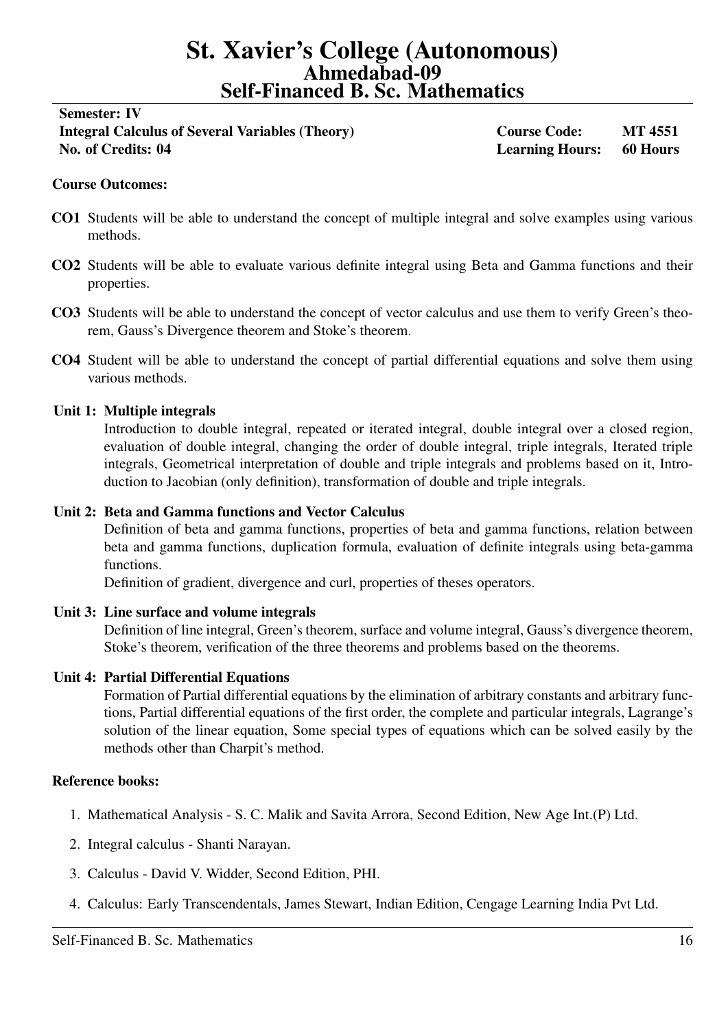# St. Xavier's College (Autonomous)
## Ahmedabad-09
## Self-Financed B. Sc. Mathematics

**Semester: IV**

| | | |
|---|---|---|
| **Integral Calculus of Several Variables (Theory)** | **Course Code:** | **MT 4551** |
| **No. of Credits: 04** | **Learning Hours:** | **60 Hours** |

**Course Outcomes:**

- **CO1** Students will be able to understand the concept of multiple integral and solve examples using various methods.
- **CO2** Students will be able to evaluate various definite integral using Beta and Gamma functions and their properties.
- **CO3** Students will be able to understand the concept of vector calculus and use them to verify Green's theorem, Gauss's Divergence theorem and Stoke's theorem.
- **CO4** Student will be able to understand the concept of partial differential equations and solve them using various methods.

**Unit 1: Multiple integrals**

Introduction to double integral, repeated or iterated integral, double integral over a closed region, evaluation of double integral, changing the order of double integral, triple integrals, Iterated triple integrals, Geometrical interpretation of double and triple integrals and problems based on it, Introduction to Jacobian (only definition), transformation of double and triple integrals.

**Unit 2: Beta and Gamma functions and Vector Calculus**

Definition of beta and gamma functions, properties of beta and gamma functions, relation between beta and gamma functions, duplication formula, evaluation of definite integrals using beta-gamma functions.

Definition of gradient, divergence and curl, properties of theses operators.

**Unit 3: Line surface and volume integrals**

Definition of line integral, Green's theorem, surface and volume integral, Gauss's divergence theorem, Stoke's theorem, verification of the three theorems and problems based on the theorems.

**Unit 4: Partial Differential Equations**

Formation of Partial differential equations by the elimination of arbitrary constants and arbitrary functions, Partial differential equations of the first order, the complete and particular integrals, Lagrange's solution of the linear equation, Some special types of equations which can be solved easily by the methods other than Charpit's method.

**Reference books:**

1. Mathematical Analysis - S. C. Malik and Savita Arrora, Second Edition, New Age Int.(P) Ltd.
2. Integral calculus - Shanti Narayan.
3. Calculus - David V. Widder, Second Edition, PHI.
4. Calculus: Early Transcendentals, James Stewart, Indian Edition, Cengage Learning India Pvt Ltd.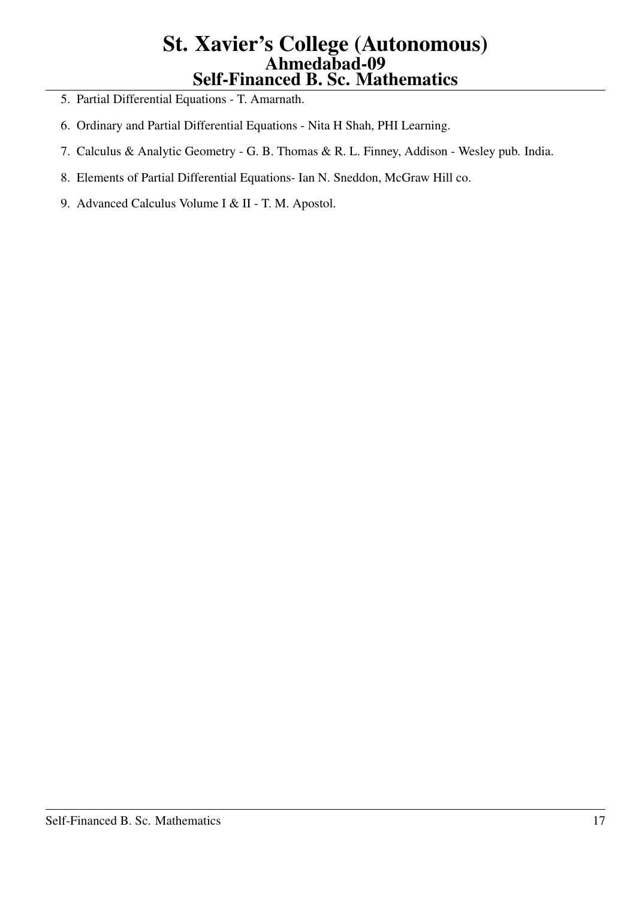5. Partial Differential Equations - T. Amarnath.
6. Ordinary and Partial Differential Equations - Nita H Shah, PHI Learning.
7. Calculus & Analytic Geometry - G. B. Thomas & R. L. Finney, Addison - Wesley pub. India.
8. Elements of Partial Differential Equations- Ian N. Sneddon, McGraw Hill co.
9. Advanced Calculus Volume I & II - T. M. Apostol.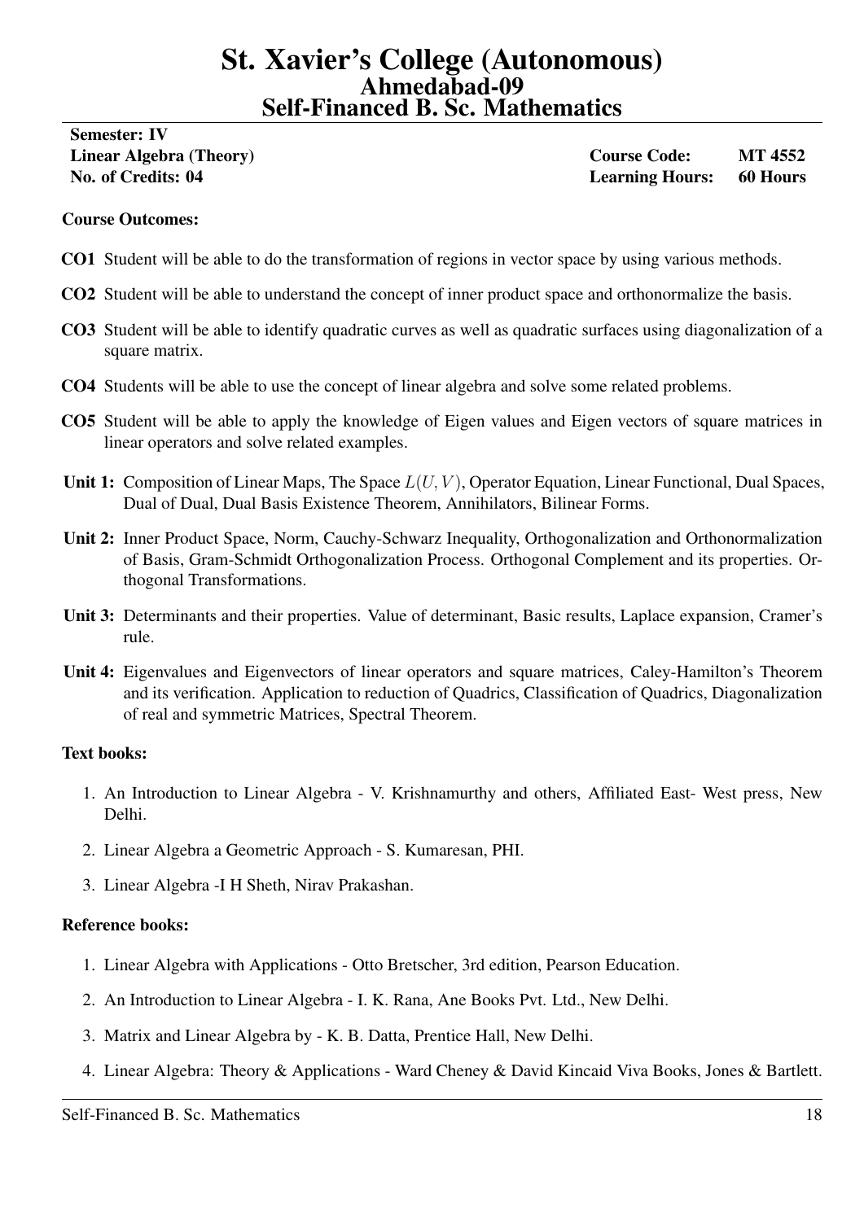# St. Xavier's College (Autonomous)
## Ahmedabad-09
## Self-Financed B. Sc. Mathematics

**Semester: IV**

| | | |
|---|---|---|
| **Linear Algebra (Theory)** | **Course Code:** | **MT 4552** |
| **No. of Credits: 04** | **Learning Hours:** | **60 Hours** |

**Course Outcomes:**

**CO1** Student will be able to do the transformation of regions in vector space by using various methods.

**CO2** Student will be able to understand the concept of inner product space and orthonormalize the basis.

**CO3** Student will be able to identify quadratic curves as well as quadratic surfaces using diagonalization of a square matrix.

**CO4** Students will be able to use the concept of linear algebra and solve some related problems.

**CO5** Student will be able to apply the knowledge of Eigen values and Eigen vectors of square matrices in linear operators and solve related examples.

**Unit 1:** Composition of Linear Maps, The Space $L(U, V)$, Operator Equation, Linear Functional, Dual Spaces, Dual of Dual, Dual Basis Existence Theorem, Annihilators, Bilinear Forms.

**Unit 2:** Inner Product Space, Norm, Cauchy-Schwarz Inequality, Orthogonalization and Orthonormalization of Basis, Gram-Schmidt Orthogonalization Process. Orthogonal Complement and its properties. Orthogonal Transformations.

**Unit 3:** Determinants and their properties. Value of determinant, Basic results, Laplace expansion, Cramer's rule.

**Unit 4:** Eigenvalues and Eigenvectors of linear operators and square matrices, Caley-Hamilton's Theorem and its verification. Application to reduction of Quadrics, Classification of Quadrics, Diagonalization of real and symmetric Matrices, Spectral Theorem.

**Text books:**

1. An Introduction to Linear Algebra - V. Krishnamurthy and others, Affiliated East- West press, New Delhi.
2. Linear Algebra a Geometric Approach - S. Kumaresan, PHI.
3. Linear Algebra -I H Sheth, Nirav Prakashan.

**Reference books:**

1. Linear Algebra with Applications - Otto Bretscher, 3rd edition, Pearson Education.
2. An Introduction to Linear Algebra - I. K. Rana, Ane Books Pvt. Ltd., New Delhi.
3. Matrix and Linear Algebra by - K. B. Datta, Prentice Hall, New Delhi.
4. Linear Algebra: Theory & Applications - Ward Cheney & David Kincaid Viva Books, Jones & Bartlett.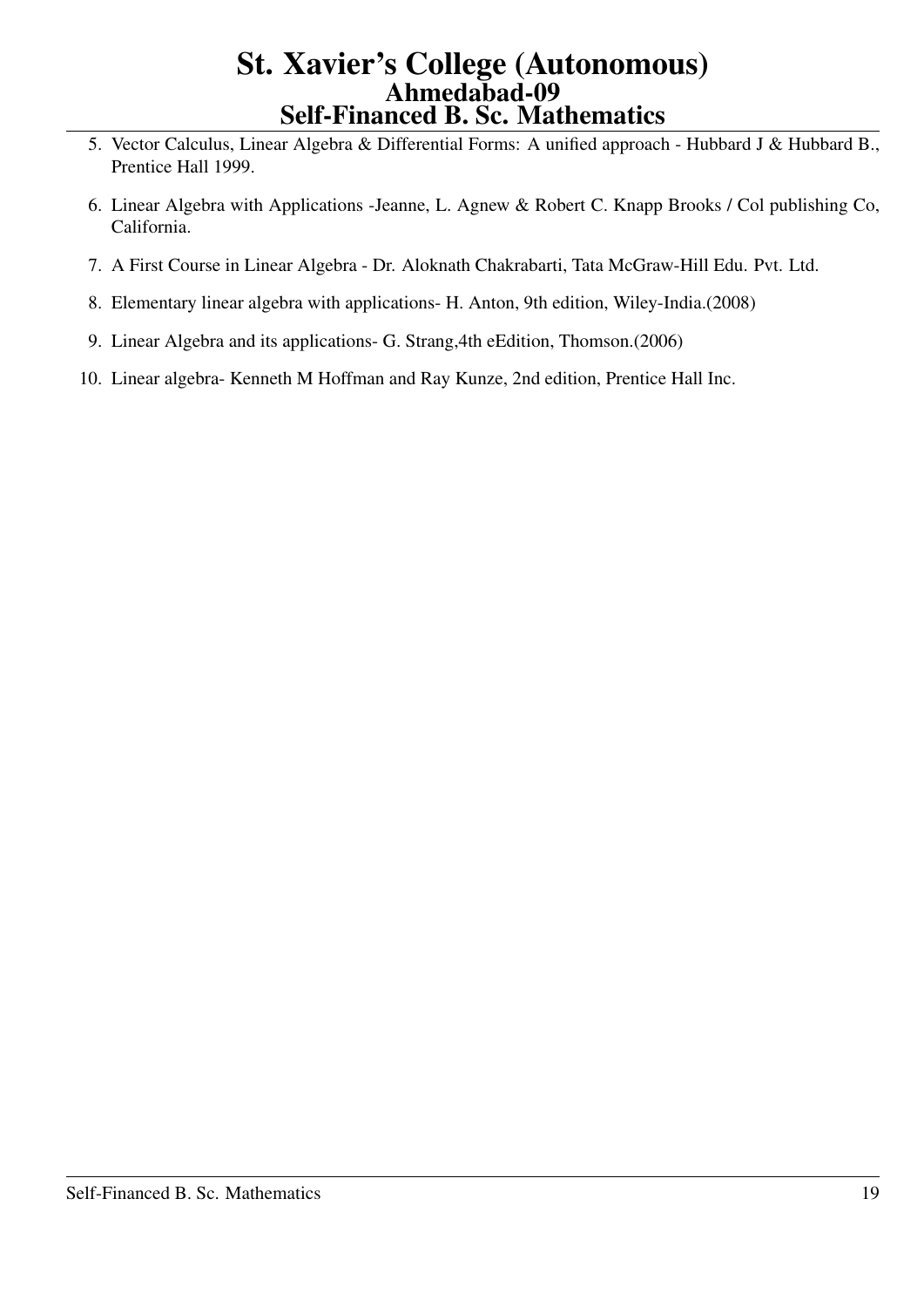5. Vector Calculus, Linear Algebra & Differential Forms: A unified approach - Hubbard J & Hubbard B., Prentice Hall 1999.
6. Linear Algebra with Applications -Jeanne, L. Agnew & Robert C. Knapp Brooks / Col publishing Co, California.
7. A First Course in Linear Algebra - Dr. Aloknath Chakrabarti, Tata McGraw-Hill Edu. Pvt. Ltd.
8. Elementary linear algebra with applications- H. Anton, 9th edition, Wiley-India.(2008)
9. Linear Algebra and its applications- G. Strang,4th eEdition, Thomson.(2006)
10. Linear algebra- Kenneth M Hoffman and Ray Kunze, 2nd edition, Prentice Hall Inc.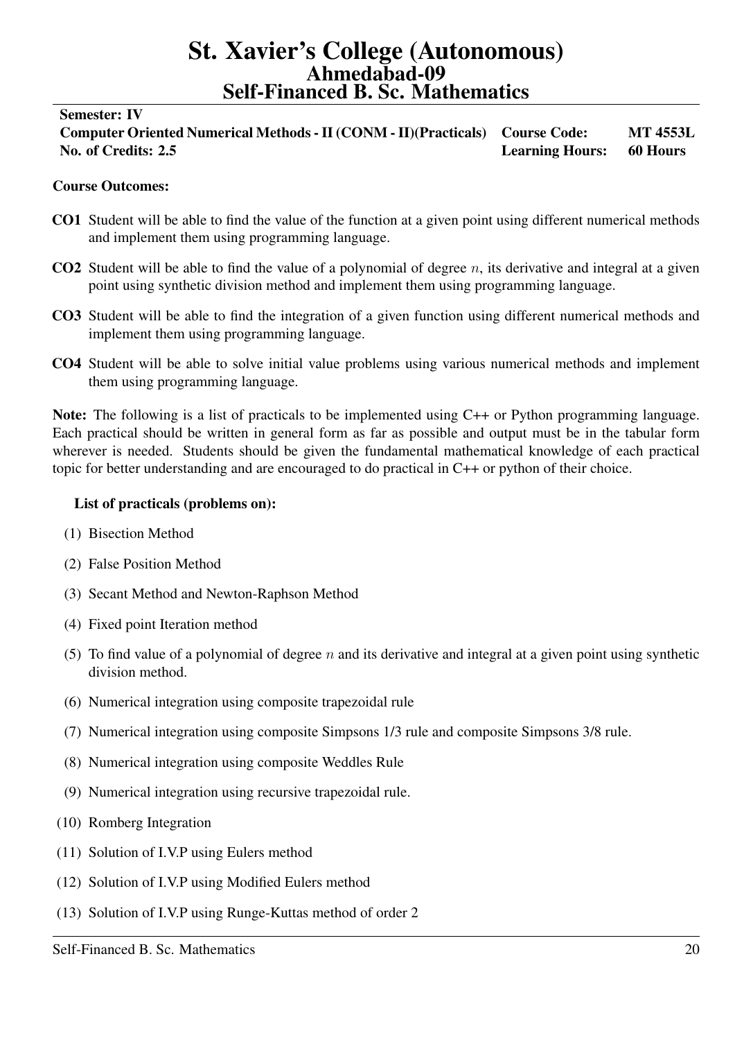# St. Xavier's College (Autonomous)
## Ahmedabad-09
## Self-Financed B. Sc. Mathematics

**Semester: IV**

| | | |
|---|---|---|
| **Computer Oriented Numerical Methods - II (CONM - II)(Practicals)** | **Course Code:** | **MT 4553L** |
| **No. of Credits: 2.5** | **Learning Hours:** | **60 Hours** |

**Course Outcomes:**

**CO1** Student will be able to find the value of the function at a given point using different numerical methods and implement them using programming language.

**CO2** Student will be able to find the value of a polynomial of degree $n$, its derivative and integral at a given point using synthetic division method and implement them using programming language.

**CO3** Student will be able to find the integration of a given function using different numerical methods and implement them using programming language.

**CO4** Student will be able to solve initial value problems using various numerical methods and implement them using programming language.

**Note:** The following is a list of practicals to be implemented using C++ or Python programming language. Each practical should be written in general form as far as possible and output must be in the tabular form wherever is needed. Students should be given the fundamental mathematical knowledge of each practical topic for better understanding and are encouraged to do practical in C++ or python of their choice.

**List of practicals (problems on):**

(1) Bisection Method

(2) False Position Method

(3) Secant Method and Newton-Raphson Method

(4) Fixed point Iteration method

(5) To find value of a polynomial of degree $n$ and its derivative and integral at a given point using synthetic division method.

(6) Numerical integration using composite trapezoidal rule

(7) Numerical integration using composite Simpsons 1/3 rule and composite Simpsons 3/8 rule.

(8) Numerical integration using composite Weddles Rule

(9) Numerical integration using recursive trapezoidal rule.

(10) Romberg Integration

(11) Solution of I.V.P using Eulers method

(12) Solution of I.V.P using Modified Eulers method

(13) Solution of I.V.P using Runge-Kuttas method of order 2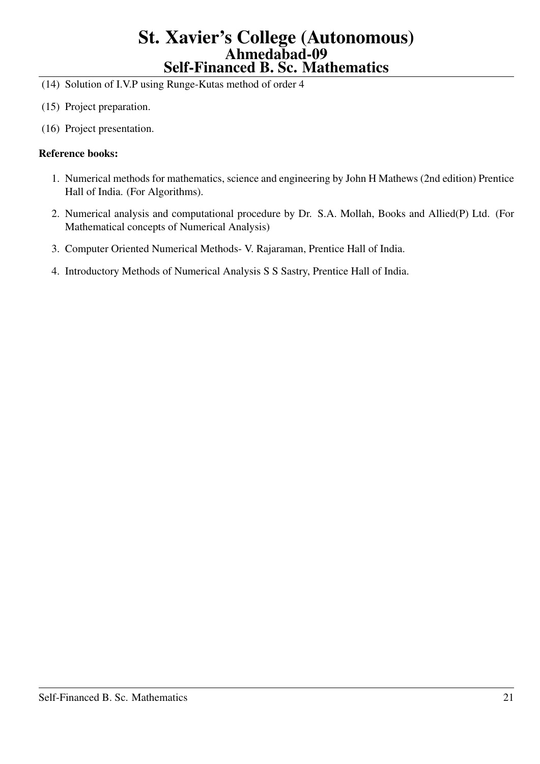(14) Solution of I.V.P using Runge-Kutas method of order 4

(15) Project preparation.

(16) Project presentation.

**Reference books:**

1. Numerical methods for mathematics, science and engineering by John H Mathews (2nd edition) Prentice Hall of India. (For Algorithms).
2. Numerical analysis and computational procedure by Dr. S.A. Mollah, Books and Allied(P) Ltd. (For Mathematical concepts of Numerical Analysis)
3. Computer Oriented Numerical Methods- V. Rajaraman, Prentice Hall of India.
4. Introductory Methods of Numerical Analysis S S Sastry, Prentice Hall of India.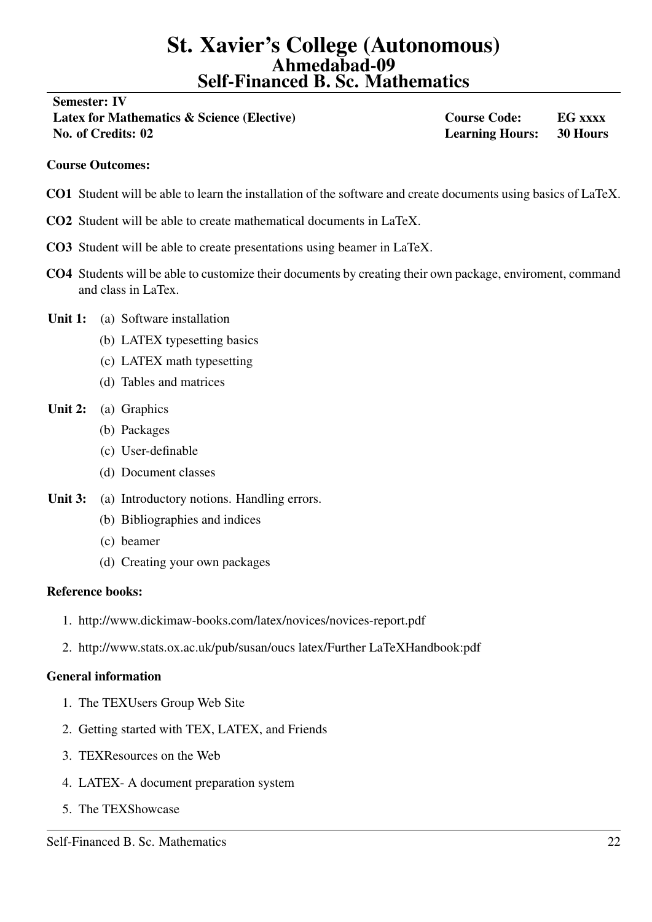# St. Xavier's College (Autonomous)
## Ahmedabad-09
## Self-Financed B. Sc. Mathematics

**Semester: IV**

| | | |
|---|---|---|
| **Latex for Mathematics & Science (Elective)** | **Course Code:** | **EG xxxx** |
| **No. of Credits: 02** | **Learning Hours:** | **30 Hours** |

**Course Outcomes:**

**CO1** Student will be able to learn the installation of the software and create documents using basics of LaTeX.

**CO2** Student will be able to create mathematical documents in LaTeX.

**CO3** Student will be able to create presentations using beamer in LaTeX.

**CO4** Students will be able to customize their documents by creating their own package, enviroment, command and class in LaTex.

**Unit 1:**
- (a) Software installation
- (b) LATEX typesetting basics
- (c) LATEX math typesetting
- (d) Tables and matrices

**Unit 2:**
- (a) Graphics
- (b) Packages
- (c) User-definable
- (d) Document classes

**Unit 3:**
- (a) Introductory notions. Handling errors.
- (b) Bibliographies and indices
- (c) beamer
- (d) Creating your own packages

**Reference books:**

1. http://www.dickimaw-books.com/latex/novices/novices-report.pdf
2. http://www.stats.ox.ac.uk/pub/susan/oucs latex/Further LaTeXHandbook:pdf

**General information**

1. The TEXUsers Group Web Site
2. Getting started with TEX, LATEX, and Friends
3. TEXResources on the Web
4. LATEX- A document preparation system
5. The TEXShowcase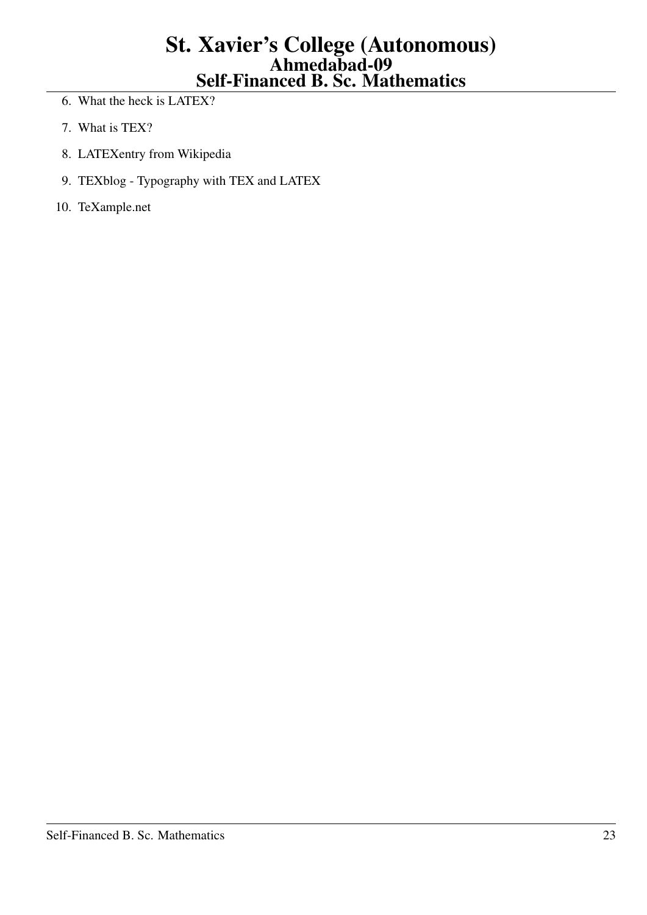6. What the heck is LATEX?
7. What is TEX?
8. LATEXentry from Wikipedia
9. TEXblog - Typography with TEX and LATEX
10. TeXample.net